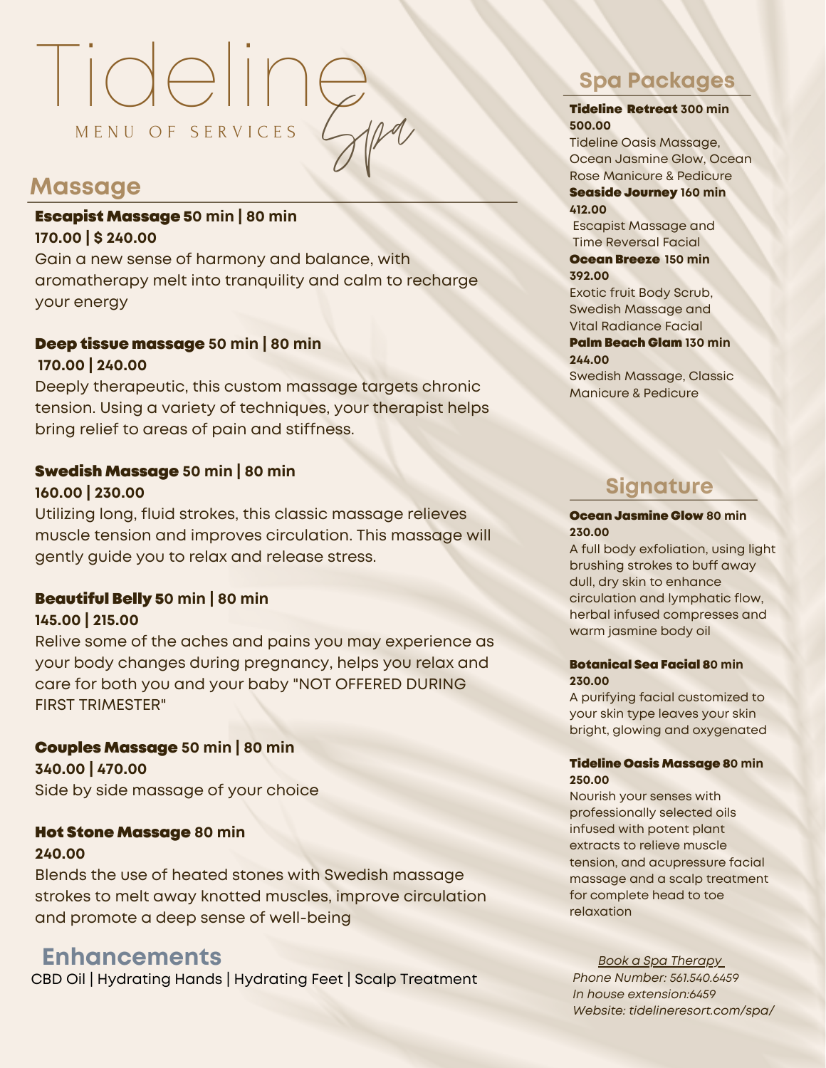# Tideline Spa

MENU OF SERVICES

## Massage

**Escapist Massage** **50 min | 80 min**
**170.00 | $ 240.00**
Gain a new sense of harmony and balance, with aromatherapy melt into tranquility and calm to recharge your energy

**Deep tissue massage** **50 min | 80 min**
**170.00 | 240.00**
Deeply therapeutic, this custom massage targets chronic tension. Using a variety of techniques, your therapist helps bring relief to areas of pain and stiffness.

**Swedish Massage** **50 min | 80 min**
**160.00 | 230.00**
Utilizing long, fluid strokes, this classic massage relieves muscle tension and improves circulation. This massage will gently guide you to relax and release stress.

**Beautiful Belly** **50 min | 80 min**
**145.00 | 215.00**
Relive some of the aches and pains you may experience as your body changes during pregnancy, helps you relax and care for both you and your baby "NOT OFFERED DURING FIRST TRIMESTER"

**Couples Massage** **50 min | 80 min**
**340.00 | 470.00**
Side by side massage of your choice

**Hot Stone Massage** **80 min**
**240.00**
Blends the use of heated stones with Swedish massage strokes to melt away knotted muscles, improve circulation and promote a deep sense of well-being

## Enhancements

CBD Oil | Hydrating Hands | Hydrating Feet | Scalp Treatment

## Spa Packages

**Tideline Retreat** **300 min**
**500.00**
Tideline Oasis Massage, Ocean Jasmine Glow, Ocean Rose Manicure & Pedicure

**Seaside Journey** **160 min**
**412.00**
Escapist Massage and Time Reversal Facial

**Ocean Breeze** **150 min**
**392.00**
Exotic fruit Body Scrub, Swedish Massage and Vital Radiance Facial

**Palm Beach Glam** **130 min**
**244.00**
Swedish Massage, Classic Manicure & Pedicure

## Signature

**Ocean Jasmine Glow** **80 min**
**230.00**
A full body exfoliation, using light brushing strokes to buff away dull, dry skin to enhance circulation and lymphatic flow, herbal infused compresses and warm jasmine body oil

**Botanical Sea Facial** **80 min**
**230.00**
A purifying facial customized to your skin type leaves your skin bright, glowing and oxygenated

**Tideline Oasis Massage** **80 min**
**250.00**
Nourish your senses with professionally selected oils infused with potent plant extracts to relieve muscle tension, and acupressure facial massage and a scalp treatment for complete head to toe relaxation

*Book a Spa Therapy*
*Phone Number: 561.540.6459*
*In house extension:6459*
*Website: tidelineresort.com/spa/*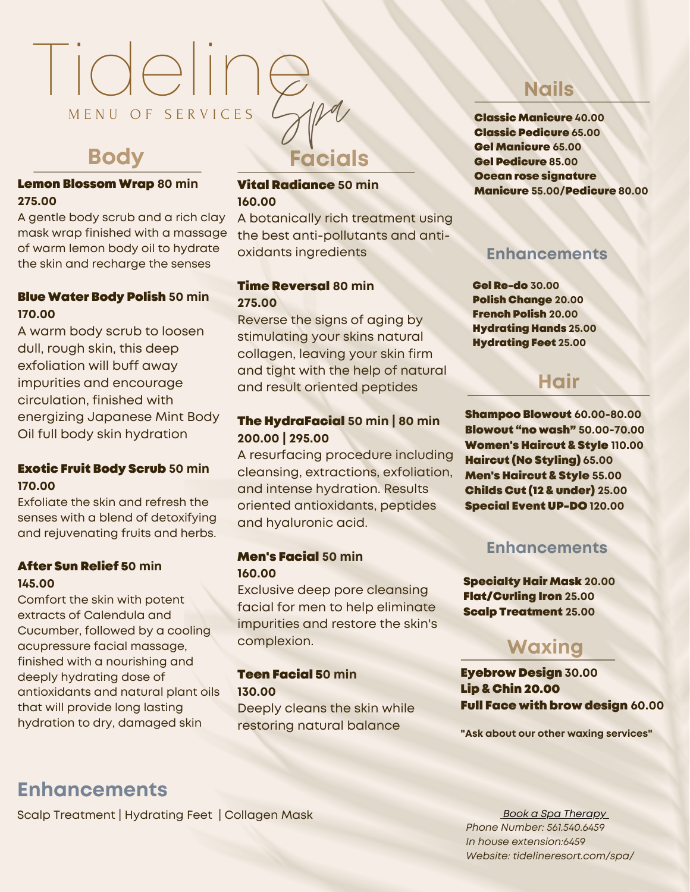# Tideline Spa

MENU OF SERVICES

## Body

**Lemon Blossom Wrap** 80 min
275.00
A gentle body scrub and a rich clay mask wrap finished with a massage of warm lemon body oil to hydrate the skin and recharge the senses

**Blue Water Body Polish** 50 min
170.00
A warm body scrub to loosen dull, rough skin, this deep exfoliation will buff away impurities and encourage circulation, finished with energizing Japanese Mint Body Oil full body skin hydration

**Exotic Fruit Body Scrub** 50 min
170.00
Exfoliate the skin and refresh the senses with a blend of detoxifying and rejuvenating fruits and herbs.

**After Sun Relief** 50 min
145.00
Comfort the skin with potent extracts of Calendula and Cucumber, followed by a cooling acupressure facial massage, finished with a nourishing and deeply hydrating dose of antioxidants and natural plant oils that will provide long lasting hydration to dry, damaged skin

## Facials

**Vital Radiance** 50 min
160.00
A botanically rich treatment using the best anti-pollutants and anti-oxidants ingredients

**Time Reversal** 80 min
275.00
Reverse the signs of aging by stimulating your skins natural collagen, leaving your skin firm and tight with the help of natural and result oriented peptides

**The HydraFacial** 50 min | 80 min
200.00 | 295.00
A resurfacing procedure including cleansing, extractions, exfoliation, and intense hydration. Results oriented antioxidants, peptides and hyaluronic acid.

**Men's Facial** 50 min
160.00
Exclusive deep pore cleansing facial for men to help eliminate impurities and restore the skin's complexion.

**Teen Facial** 50 min
130.00
Deeply cleans the skin while restoring natural balance

## Enhancements

Scalp Treatment | Hydrating Feet | Collagen Mask

## Nails

**Classic Manicure** 40.00
**Classic Pedicure** 65.00
**Gel Manicure** 65.00
**Gel Pedicure** 85.00
**Ocean rose signature Manicure** 55.00/**Pedicure** 80.00

### Enhancements

**Gel Re-do** 30.00
**Polish Change** 20.00
**French Polish** 20.00
**Hydrating Hands** 25.00
**Hydrating Feet** 25.00

## Hair

**Shampoo Blowout** 60.00-80.00
**Blowout "no wash"** 50.00-70.00
**Women's Haircut & Style** 110.00
**Haircut (No Styling)** 65.00
**Men's Haircut & Style** 55.00
**Childs Cut (12 & under)** 25.00
**Special Event UP-DO** 120.00

### Enhancements

**Specialty Hair Mask** 20.00
**Flat/Curling Iron** 25.00
**Scalp Treatment** 25.00

## Waxing

**Eyebrow Design** 30.00
**Lip & Chin 20.00**
**Full Face with brow design** 60.00

**"Ask about our other waxing services"**

*Book a Spa Therapy*
*Phone Number: 561.540.6459*
*In house extension:6459*
*Website: tidelineresort.com/spa/*